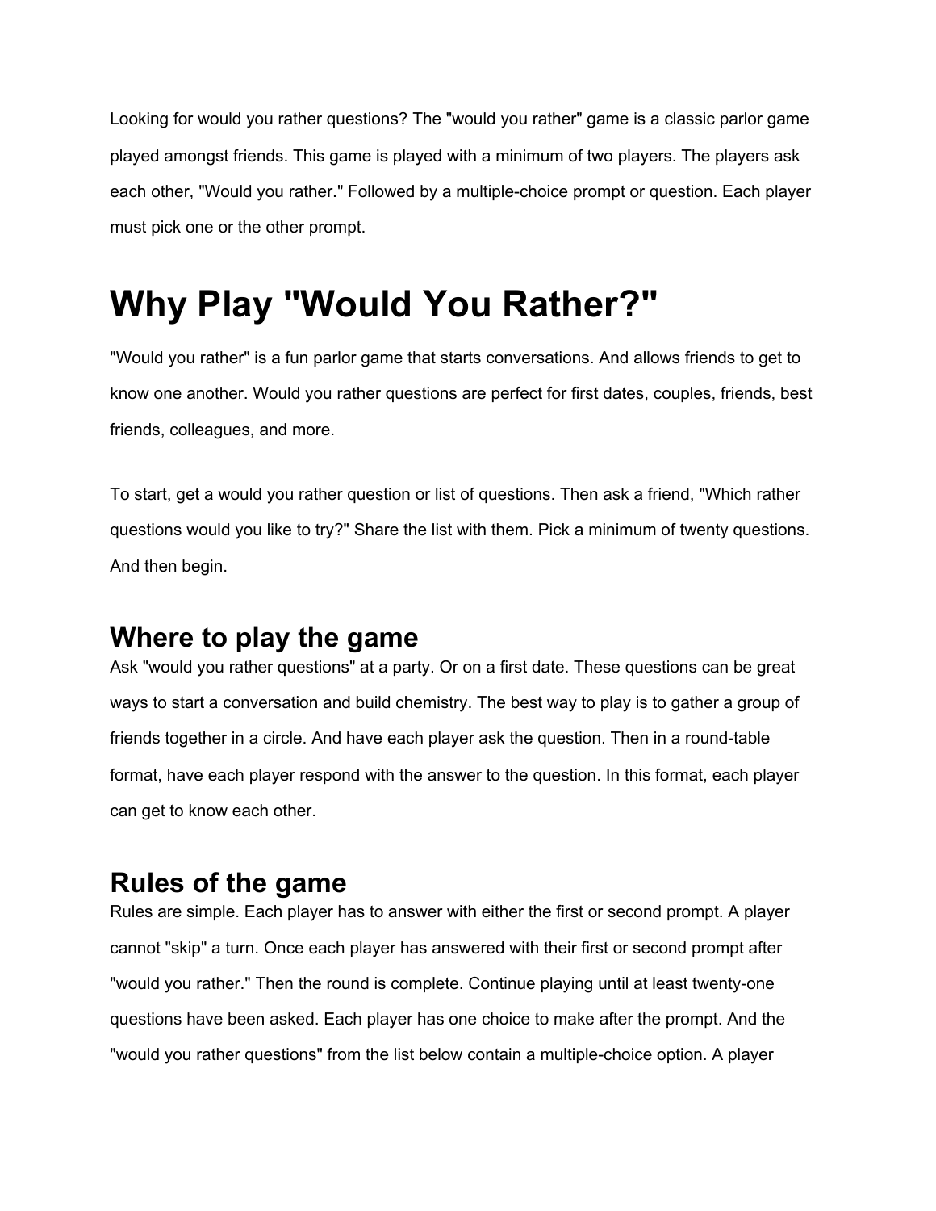Looking for would you rather questions? The "would you rather" game is a classic parlor game played amongst friends. This game is played with a minimum of two players. The players ask each other, "Would you rather." Followed by a multiple-choice prompt or question. Each player must pick one or the other prompt.

# Why Play "Would You Rather?"

"Would you rather" is a fun parlor game that starts conversations. And allows friends to get to know one another. Would you rather questions are perfect for first dates, couples, friends, best friends, colleagues, and more.

To start, get a would you rather question or list of questions. Then ask a friend, "Which rather questions would you like to try?" Share the list with them. Pick a minimum of twenty questions. And then begin.

## Where to play the game

Ask "would you rather questions" at a party. Or on a first date. These questions can be great ways to start a conversation and build chemistry. The best way to play is to gather a group of friends together in a circle. And have each player ask the question. Then in a round-table format, have each player respond with the answer to the question. In this format, each player can get to know each other.

## Rules of the game

Rules are simple. Each player has to answer with either the first or second prompt. A player cannot "skip" a turn. Once each player has answered with their first or second prompt after "would you rather." Then the round is complete. Continue playing until at least twenty-one questions have been asked. Each player has one choice to make after the prompt. And the "would you rather questions" from the list below contain a multiple-choice option. A player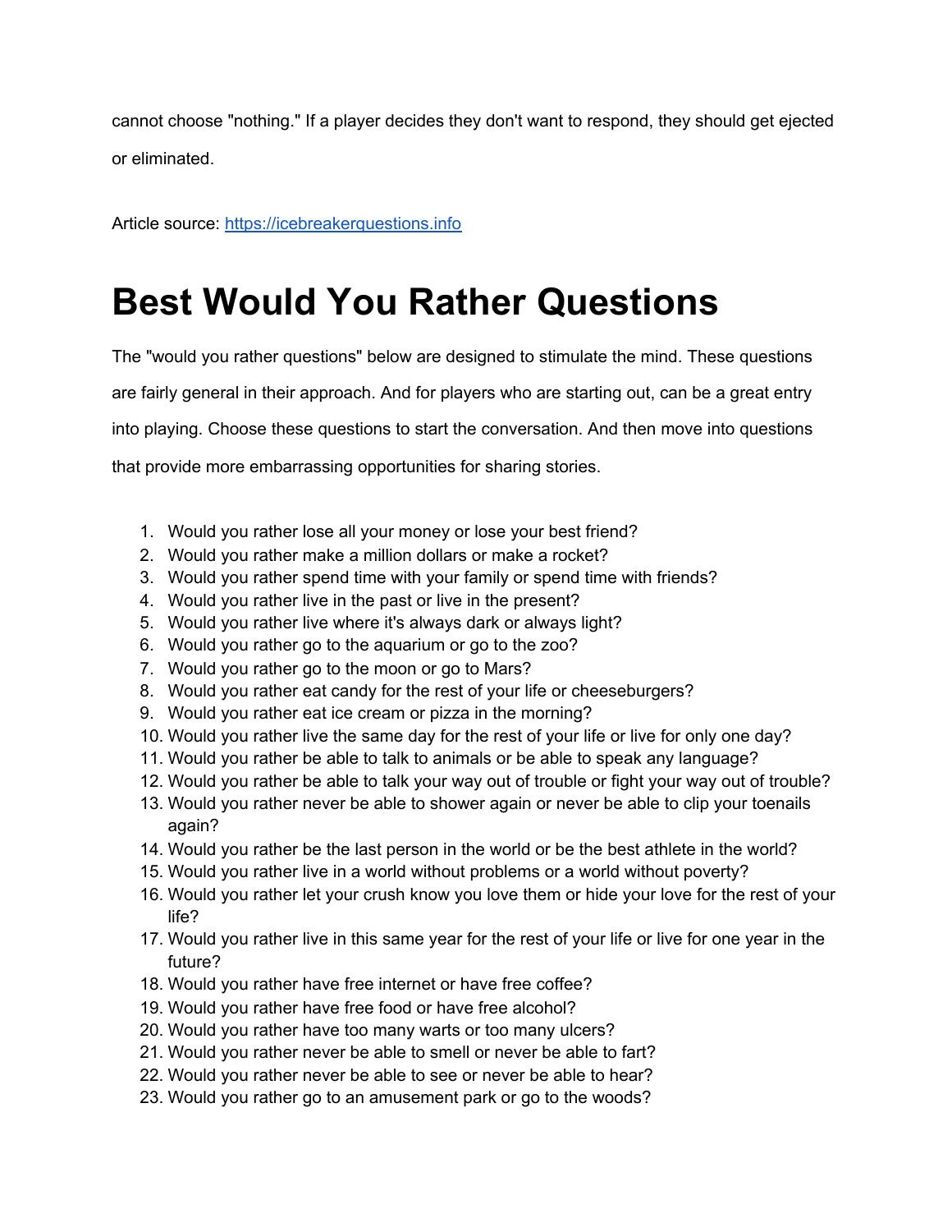cannot choose "nothing." If a player decides they don't want to respond, they should get ejected or eliminated.

Article source: [https://icebreakerquestions.info](https://icebreakerquestions.info)

# Best Would You Rather Questions

The "would you rather questions" below are designed to stimulate the mind. These questions are fairly general in their approach. And for players who are starting out, can be a great entry into playing. Choose these questions to start the conversation. And then move into questions that provide more embarrassing opportunities for sharing stories.

1. Would you rather lose all your money or lose your best friend?
2. Would you rather make a million dollars or make a rocket?
3. Would you rather spend time with your family or spend time with friends?
4. Would you rather live in the past or live in the present?
5. Would you rather live where it's always dark or always light?
6. Would you rather go to the aquarium or go to the zoo?
7. Would you rather go to the moon or go to Mars?
8. Would you rather eat candy for the rest of your life or cheeseburgers?
9. Would you rather eat ice cream or pizza in the morning?
10. Would you rather live the same day for the rest of your life or live for only one day?
11. Would you rather be able to talk to animals or be able to speak any language?
12. Would you rather be able to talk your way out of trouble or fight your way out of trouble?
13. Would you rather never be able to shower again or never be able to clip your toenails again?
14. Would you rather be the last person in the world or be the best athlete in the world?
15. Would you rather live in a world without problems or a world without poverty?
16. Would you rather let your crush know you love them or hide your love for the rest of your life?
17. Would you rather live in this same year for the rest of your life or live for one year in the future?
18. Would you rather have free internet or have free coffee?
19. Would you rather have free food or have free alcohol?
20. Would you rather have too many warts or too many ulcers?
21. Would you rather never be able to smell or never be able to fart?
22. Would you rather never be able to see or never be able to hear?
23. Would you rather go to an amusement park or go to the woods?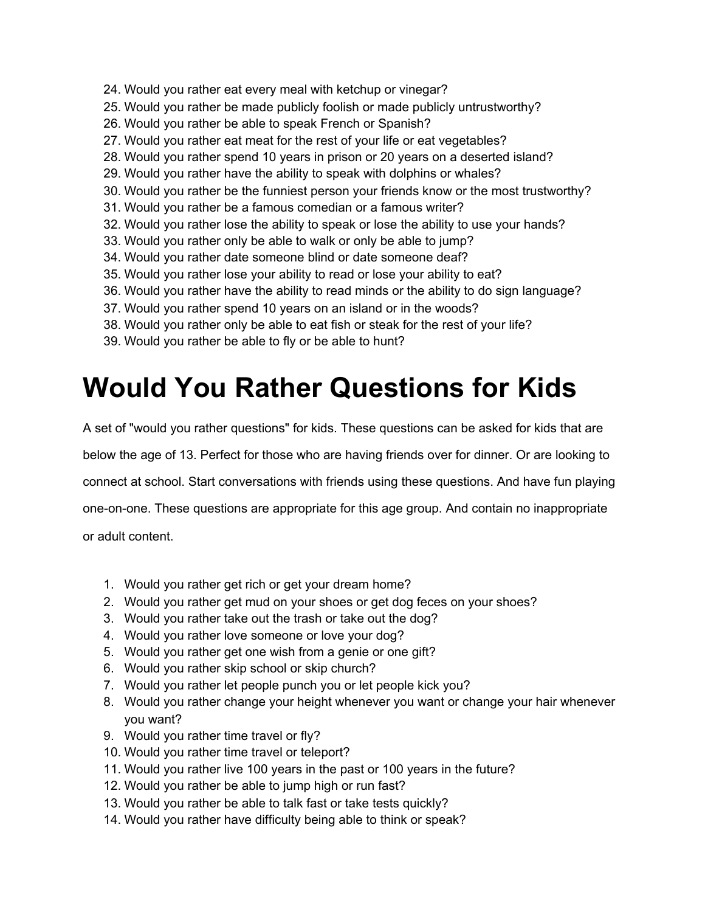24. Would you rather eat every meal with ketchup or vinegar?
25. Would you rather be made publicly foolish or made publicly untrustworthy?
26. Would you rather be able to speak French or Spanish?
27. Would you rather eat meat for the rest of your life or eat vegetables?
28. Would you rather spend 10 years in prison or 20 years on a deserted island?
29. Would you rather have the ability to speak with dolphins or whales?
30. Would you rather be the funniest person your friends know or the most trustworthy?
31. Would you rather be a famous comedian or a famous writer?
32. Would you rather lose the ability to speak or lose the ability to use your hands?
33. Would you rather only be able to walk or only be able to jump?
34. Would you rather date someone blind or date someone deaf?
35. Would you rather lose your ability to read or lose your ability to eat?
36. Would you rather have the ability to read minds or the ability to do sign language?
37. Would you rather spend 10 years on an island or in the woods?
38. Would you rather only be able to eat fish or steak for the rest of your life?
39. Would you rather be able to fly or be able to hunt?

# Would You Rather Questions for Kids

A set of "would you rather questions" for kids. These questions can be asked for kids that are below the age of 13. Perfect for those who are having friends over for dinner. Or are looking to connect at school. Start conversations with friends using these questions. And have fun playing one-on-one. These questions are appropriate for this age group. And contain no inappropriate or adult content.

1. Would you rather get rich or get your dream home?
2. Would you rather get mud on your shoes or get dog feces on your shoes?
3. Would you rather take out the trash or take out the dog?
4. Would you rather love someone or love your dog?
5. Would you rather get one wish from a genie or one gift?
6. Would you rather skip school or skip church?
7. Would you rather let people punch you or let people kick you?
8. Would you rather change your height whenever you want or change your hair whenever you want?
9. Would you rather time travel or fly?
10. Would you rather time travel or teleport?
11. Would you rather live 100 years in the past or 100 years in the future?
12. Would you rather be able to jump high or run fast?
13. Would you rather be able to talk fast or take tests quickly?
14. Would you rather have difficulty being able to think or speak?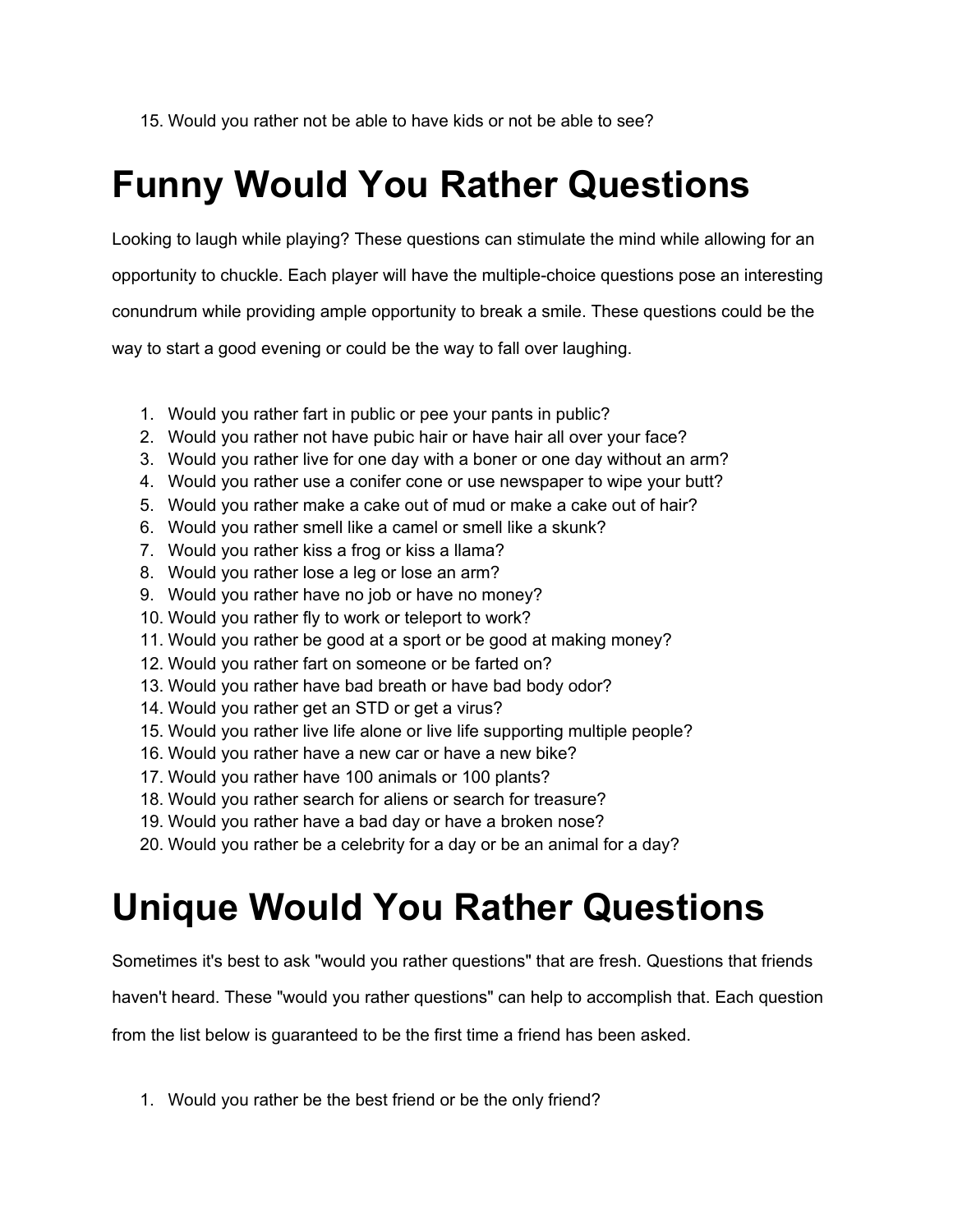15. Would you rather not be able to have kids or not be able to see?

# Funny Would You Rather Questions

Looking to laugh while playing? These questions can stimulate the mind while allowing for an opportunity to chuckle. Each player will have the multiple-choice questions pose an interesting conundrum while providing ample opportunity to break a smile. These questions could be the way to start a good evening or could be the way to fall over laughing.

1. Would you rather fart in public or pee your pants in public?
2. Would you rather not have pubic hair or have hair all over your face?
3. Would you rather live for one day with a boner or one day without an arm?
4. Would you rather use a conifer cone or use newspaper to wipe your butt?
5. Would you rather make a cake out of mud or make a cake out of hair?
6. Would you rather smell like a camel or smell like a skunk?
7. Would you rather kiss a frog or kiss a llama?
8. Would you rather lose a leg or lose an arm?
9. Would you rather have no job or have no money?
10. Would you rather fly to work or teleport to work?
11. Would you rather be good at a sport or be good at making money?
12. Would you rather fart on someone or be farted on?
13. Would you rather have bad breath or have bad body odor?
14. Would you rather get an STD or get a virus?
15. Would you rather live life alone or live life supporting multiple people?
16. Would you rather have a new car or have a new bike?
17. Would you rather have 100 animals or 100 plants?
18. Would you rather search for aliens or search for treasure?
19. Would you rather have a bad day or have a broken nose?
20. Would you rather be a celebrity for a day or be an animal for a day?

# Unique Would You Rather Questions

Sometimes it's best to ask "would you rather questions" that are fresh. Questions that friends haven't heard. These "would you rather questions" can help to accomplish that. Each question from the list below is guaranteed to be the first time a friend has been asked.

1. Would you rather be the best friend or be the only friend?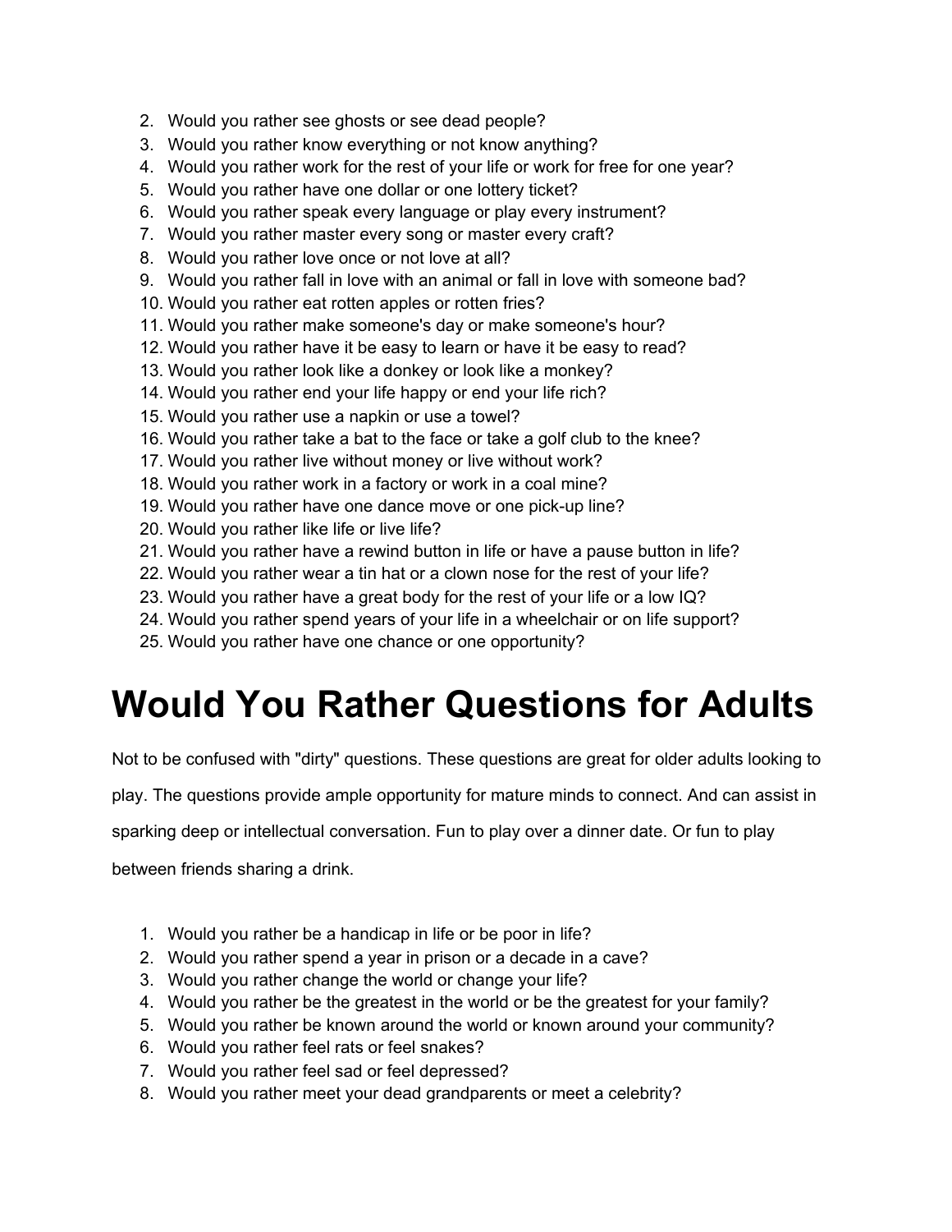2. Would you rather see ghosts or see dead people?
3. Would you rather know everything or not know anything?
4. Would you rather work for the rest of your life or work for free for one year?
5. Would you rather have one dollar or one lottery ticket?
6. Would you rather speak every language or play every instrument?
7. Would you rather master every song or master every craft?
8. Would you rather love once or not love at all?
9. Would you rather fall in love with an animal or fall in love with someone bad?
10. Would you rather eat rotten apples or rotten fries?
11. Would you rather make someone's day or make someone's hour?
12. Would you rather have it be easy to learn or have it be easy to read?
13. Would you rather look like a donkey or look like a monkey?
14. Would you rather end your life happy or end your life rich?
15. Would you rather use a napkin or use a towel?
16. Would you rather take a bat to the face or take a golf club to the knee?
17. Would you rather live without money or live without work?
18. Would you rather work in a factory or work in a coal mine?
19. Would you rather have one dance move or one pick-up line?
20. Would you rather like life or live life?
21. Would you rather have a rewind button in life or have a pause button in life?
22. Would you rather wear a tin hat or a clown nose for the rest of your life?
23. Would you rather have a great body for the rest of your life or a low IQ?
24. Would you rather spend years of your life in a wheelchair or on life support?
25. Would you rather have one chance or one opportunity?

# Would You Rather Questions for Adults

Not to be confused with "dirty" questions. These questions are great for older adults looking to play. The questions provide ample opportunity for mature minds to connect. And can assist in sparking deep or intellectual conversation. Fun to play over a dinner date. Or fun to play between friends sharing a drink.

1. Would you rather be a handicap in life or be poor in life?
2. Would you rather spend a year in prison or a decade in a cave?
3. Would you rather change the world or change your life?
4. Would you rather be the greatest in the world or be the greatest for your family?
5. Would you rather be known around the world or known around your community?
6. Would you rather feel rats or feel snakes?
7. Would you rather feel sad or feel depressed?
8. Would you rather meet your dead grandparents or meet a celebrity?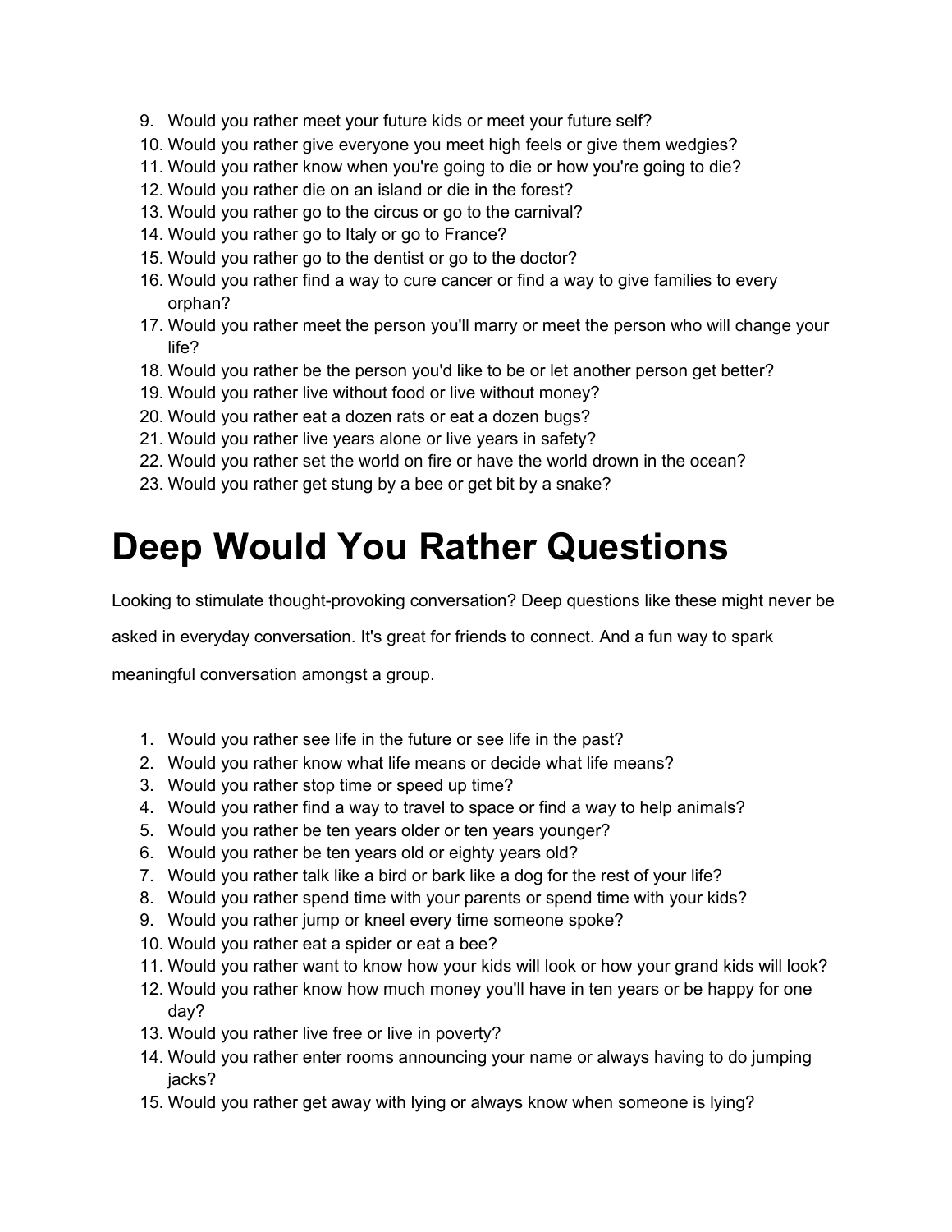9. Would you rather meet your future kids or meet your future self?
10. Would you rather give everyone you meet high feels or give them wedgies?
11. Would you rather know when you're going to die or how you're going to die?
12. Would you rather die on an island or die in the forest?
13. Would you rather go to the circus or go to the carnival?
14. Would you rather go to Italy or go to France?
15. Would you rather go to the dentist or go to the doctor?
16. Would you rather find a way to cure cancer or find a way to give families to every orphan?
17. Would you rather meet the person you'll marry or meet the person who will change your life?
18. Would you rather be the person you'd like to be or let another person get better?
19. Would you rather live without food or live without money?
20. Would you rather eat a dozen rats or eat a dozen bugs?
21. Would you rather live years alone or live years in safety?
22. Would you rather set the world on fire or have the world drown in the ocean?
23. Would you rather get stung by a bee or get bit by a snake?

# Deep Would You Rather Questions

Looking to stimulate thought-provoking conversation? Deep questions like these might never be asked in everyday conversation. It's great for friends to connect. And a fun way to spark meaningful conversation amongst a group.

1. Would you rather see life in the future or see life in the past?
2. Would you rather know what life means or decide what life means?
3. Would you rather stop time or speed up time?
4. Would you rather find a way to travel to space or find a way to help animals?
5. Would you rather be ten years older or ten years younger?
6. Would you rather be ten years old or eighty years old?
7. Would you rather talk like a bird or bark like a dog for the rest of your life?
8. Would you rather spend time with your parents or spend time with your kids?
9. Would you rather jump or kneel every time someone spoke?
10. Would you rather eat a spider or eat a bee?
11. Would you rather want to know how your kids will look or how your grand kids will look?
12. Would you rather know how much money you'll have in ten years or be happy for one day?
13. Would you rather live free or live in poverty?
14. Would you rather enter rooms announcing your name or always having to do jumping jacks?
15. Would you rather get away with lying or always know when someone is lying?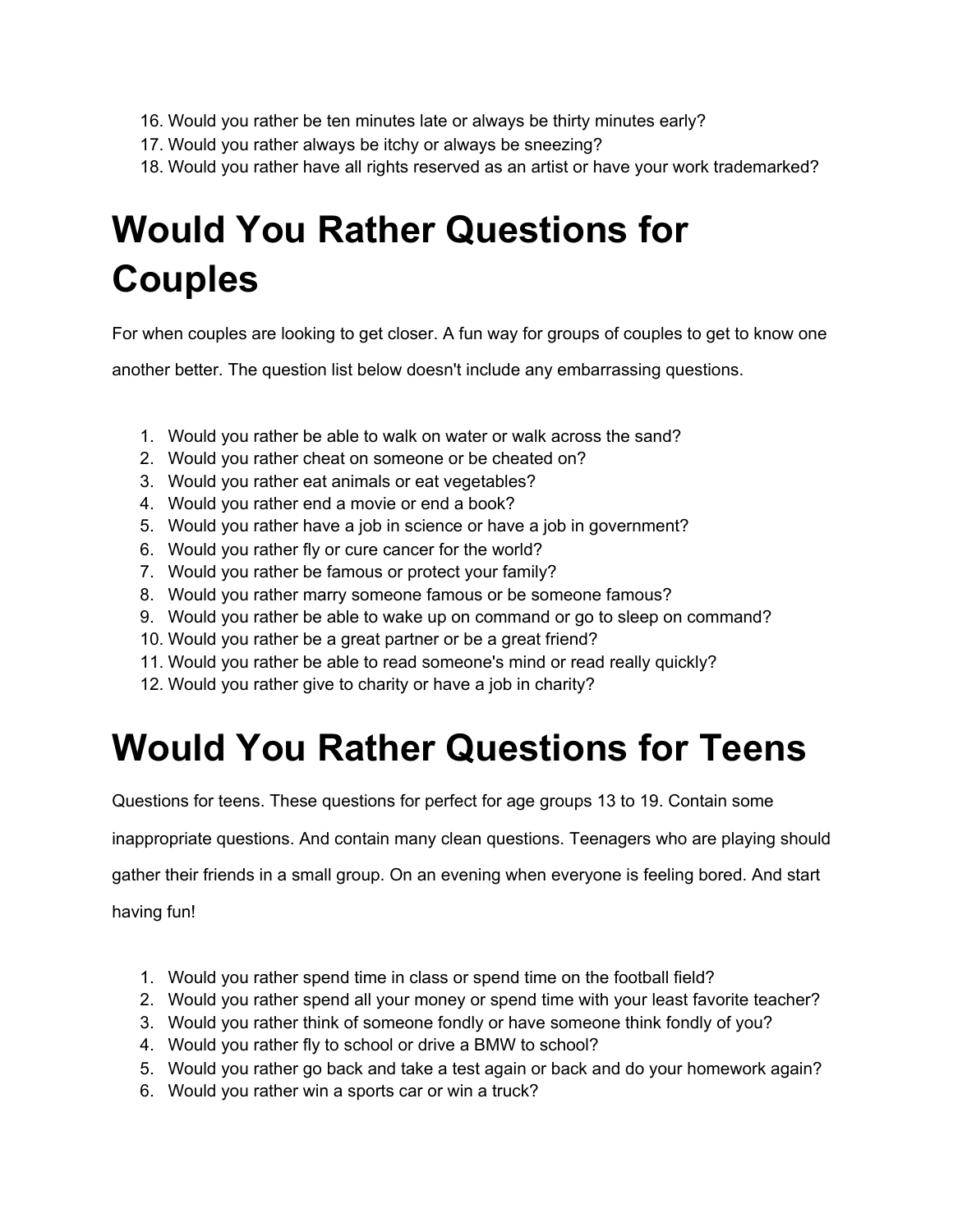16. Would you rather be ten minutes late or always be thirty minutes early?
17. Would you rather always be itchy or always be sneezing?
18. Would you rather have all rights reserved as an artist or have your work trademarked?

# Would You Rather Questions for Couples

For when couples are looking to get closer. A fun way for groups of couples to get to know one another better. The question list below doesn't include any embarrassing questions.

1. Would you rather be able to walk on water or walk across the sand?
2. Would you rather cheat on someone or be cheated on?
3. Would you rather eat animals or eat vegetables?
4. Would you rather end a movie or end a book?
5. Would you rather have a job in science or have a job in government?
6. Would you rather fly or cure cancer for the world?
7. Would you rather be famous or protect your family?
8. Would you rather marry someone famous or be someone famous?
9. Would you rather be able to wake up on command or go to sleep on command?
10. Would you rather be a great partner or be a great friend?
11. Would you rather be able to read someone's mind or read really quickly?
12. Would you rather give to charity or have a job in charity?

# Would You Rather Questions for Teens

Questions for teens. These questions for perfect for age groups 13 to 19. Contain some inappropriate questions. And contain many clean questions. Teenagers who are playing should gather their friends in a small group. On an evening when everyone is feeling bored. And start having fun!

1. Would you rather spend time in class or spend time on the football field?
2. Would you rather spend all your money or spend time with your least favorite teacher?
3. Would you rather think of someone fondly or have someone think fondly of you?
4. Would you rather fly to school or drive a BMW to school?
5. Would you rather go back and take a test again or back and do your homework again?
6. Would you rather win a sports car or win a truck?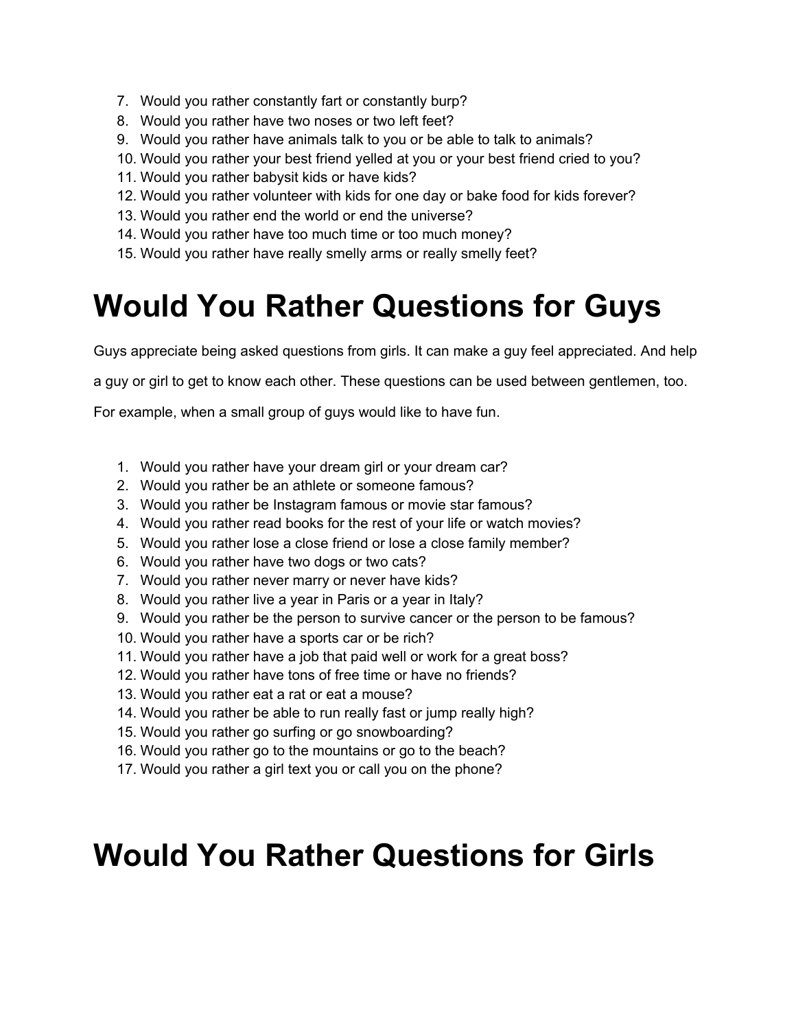7. Would you rather constantly fart or constantly burp?
8. Would you rather have two noses or two left feet?
9. Would you rather have animals talk to you or be able to talk to animals?
10. Would you rather your best friend yelled at you or your best friend cried to you?
11. Would you rather babysit kids or have kids?
12. Would you rather volunteer with kids for one day or bake food for kids forever?
13. Would you rather end the world or end the universe?
14. Would you rather have too much time or too much money?
15. Would you rather have really smelly arms or really smelly feet?

# Would You Rather Questions for Guys

Guys appreciate being asked questions from girls. It can make a guy feel appreciated. And help a guy or girl to get to know each other. These questions can be used between gentlemen, too. For example, when a small group of guys would like to have fun.

1. Would you rather have your dream girl or your dream car?
2. Would you rather be an athlete or someone famous?
3. Would you rather be Instagram famous or movie star famous?
4. Would you rather read books for the rest of your life or watch movies?
5. Would you rather lose a close friend or lose a close family member?
6. Would you rather have two dogs or two cats?
7. Would you rather never marry or never have kids?
8. Would you rather live a year in Paris or a year in Italy?
9. Would you rather be the person to survive cancer or the person to be famous?
10. Would you rather have a sports car or be rich?
11. Would you rather have a job that paid well or work for a great boss?
12. Would you rather have tons of free time or have no friends?
13. Would you rather eat a rat or eat a mouse?
14. Would you rather be able to run really fast or jump really high?
15. Would you rather go surfing or go snowboarding?
16. Would you rather go to the mountains or go to the beach?
17. Would you rather a girl text you or call you on the phone?

# Would You Rather Questions for Girls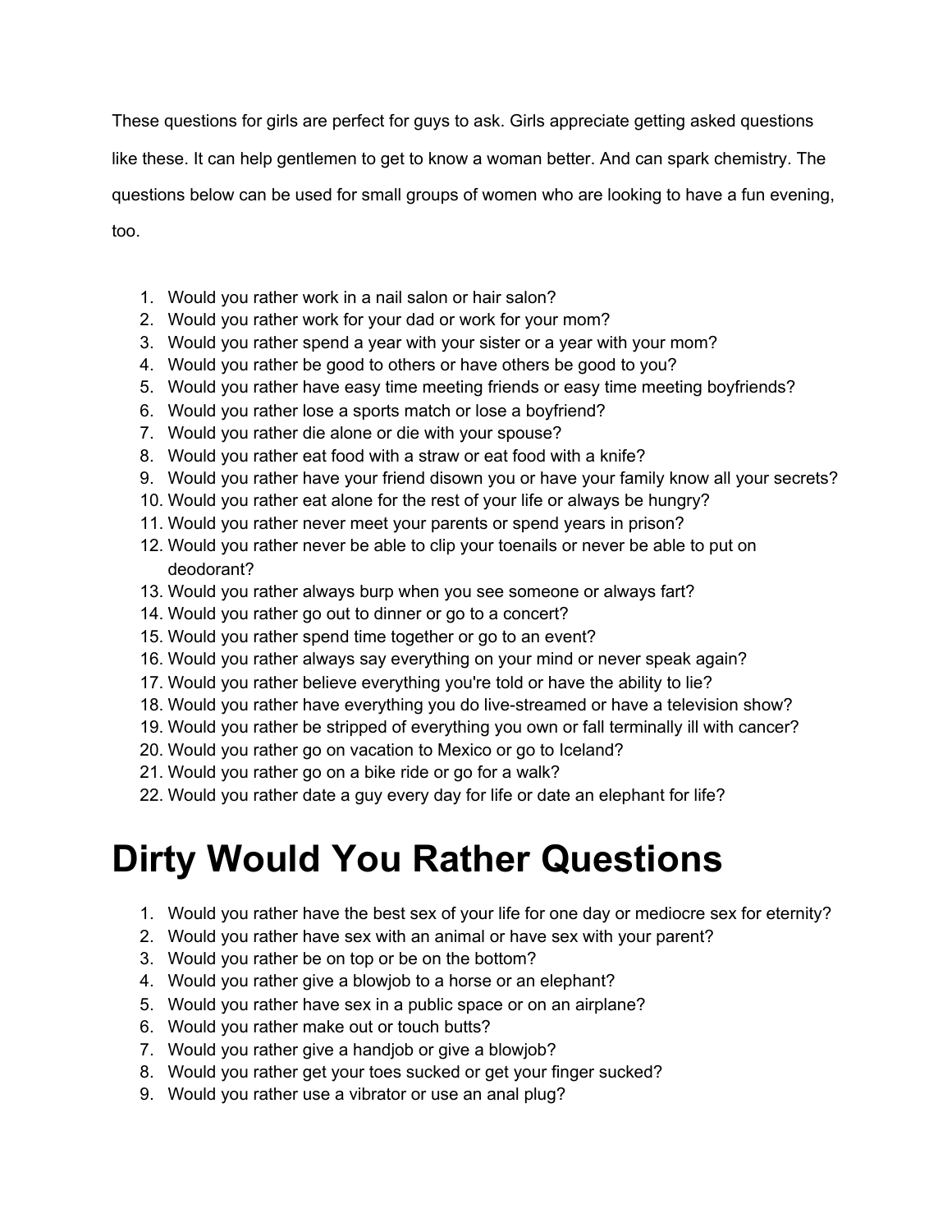These questions for girls are perfect for guys to ask. Girls appreciate getting asked questions like these. It can help gentlemen to get to know a woman better. And can spark chemistry. The questions below can be used for small groups of women who are looking to have a fun evening, too.

1. Would you rather work in a nail salon or hair salon?
2. Would you rather work for your dad or work for your mom?
3. Would you rather spend a year with your sister or a year with your mom?
4. Would you rather be good to others or have others be good to you?
5. Would you rather have easy time meeting friends or easy time meeting boyfriends?
6. Would you rather lose a sports match or lose a boyfriend?
7. Would you rather die alone or die with your spouse?
8. Would you rather eat food with a straw or eat food with a knife?
9. Would you rather have your friend disown you or have your family know all your secrets?
10. Would you rather eat alone for the rest of your life or always be hungry?
11. Would you rather never meet your parents or spend years in prison?
12. Would you rather never be able to clip your toenails or never be able to put on deodorant?
13. Would you rather always burp when you see someone or always fart?
14. Would you rather go out to dinner or go to a concert?
15. Would you rather spend time together or go to an event?
16. Would you rather always say everything on your mind or never speak again?
17. Would you rather believe everything you're told or have the ability to lie?
18. Would you rather have everything you do live-streamed or have a television show?
19. Would you rather be stripped of everything you own or fall terminally ill with cancer?
20. Would you rather go on vacation to Mexico or go to Iceland?
21. Would you rather go on a bike ride or go for a walk?
22. Would you rather date a guy every day for life or date an elephant for life?

# Dirty Would You Rather Questions

1. Would you rather have the best sex of your life for one day or mediocre sex for eternity?
2. Would you rather have sex with an animal or have sex with your parent?
3. Would you rather be on top or be on the bottom?
4. Would you rather give a blowjob to a horse or an elephant?
5. Would you rather have sex in a public space or on an airplane?
6. Would you rather make out or touch butts?
7. Would you rather give a handjob or give a blowjob?
8. Would you rather get your toes sucked or get your finger sucked?
9. Would you rather use a vibrator or use an anal plug?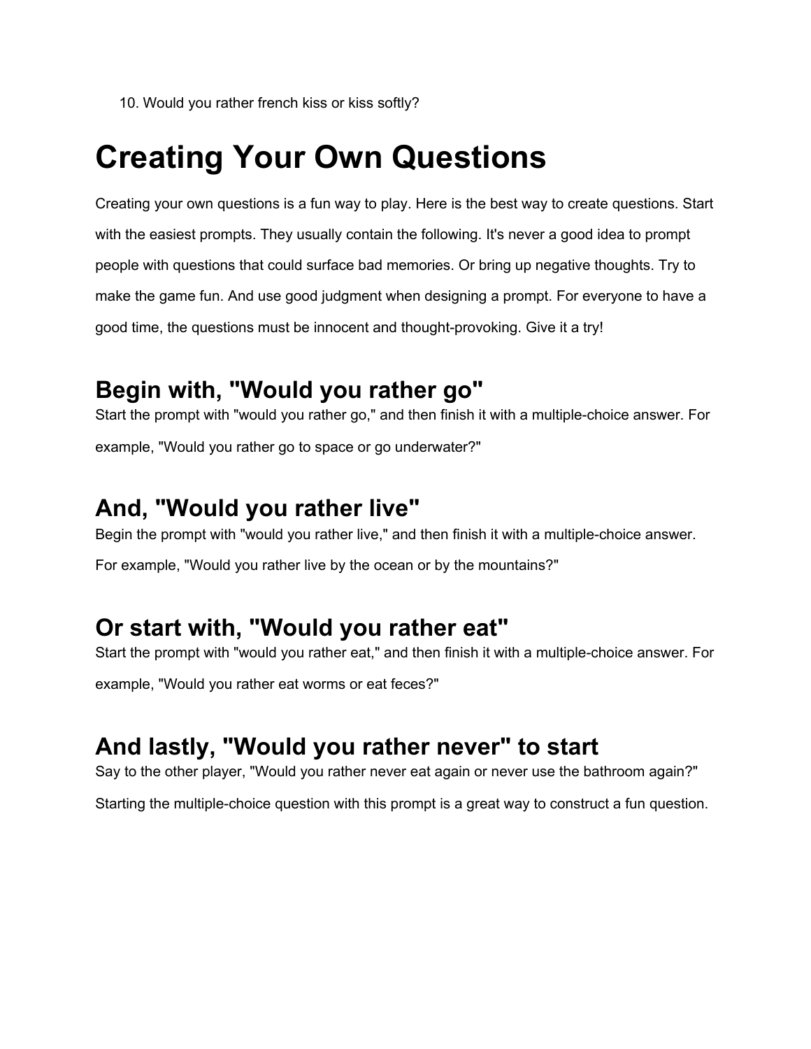10. Would you rather french kiss or kiss softly?

# Creating Your Own Questions

Creating your own questions is a fun way to play. Here is the best way to create questions. Start with the easiest prompts. They usually contain the following. It's never a good idea to prompt people with questions that could surface bad memories. Or bring up negative thoughts. Try to make the game fun. And use good judgment when designing a prompt. For everyone to have a good time, the questions must be innocent and thought-provoking. Give it a try!

## Begin with, "Would you rather go"

Start the prompt with "would you rather go," and then finish it with a multiple-choice answer. For example, "Would you rather go to space or go underwater?"

## And, "Would you rather live"

Begin the prompt with "would you rather live," and then finish it with a multiple-choice answer. For example, "Would you rather live by the ocean or by the mountains?"

## Or start with, "Would you rather eat"

Start the prompt with "would you rather eat," and then finish it with a multiple-choice answer. For example, "Would you rather eat worms or eat feces?"

## And lastly, "Would you rather never" to start

Say to the other player, "Would you rather never eat again or never use the bathroom again?" Starting the multiple-choice question with this prompt is a great way to construct a fun question.